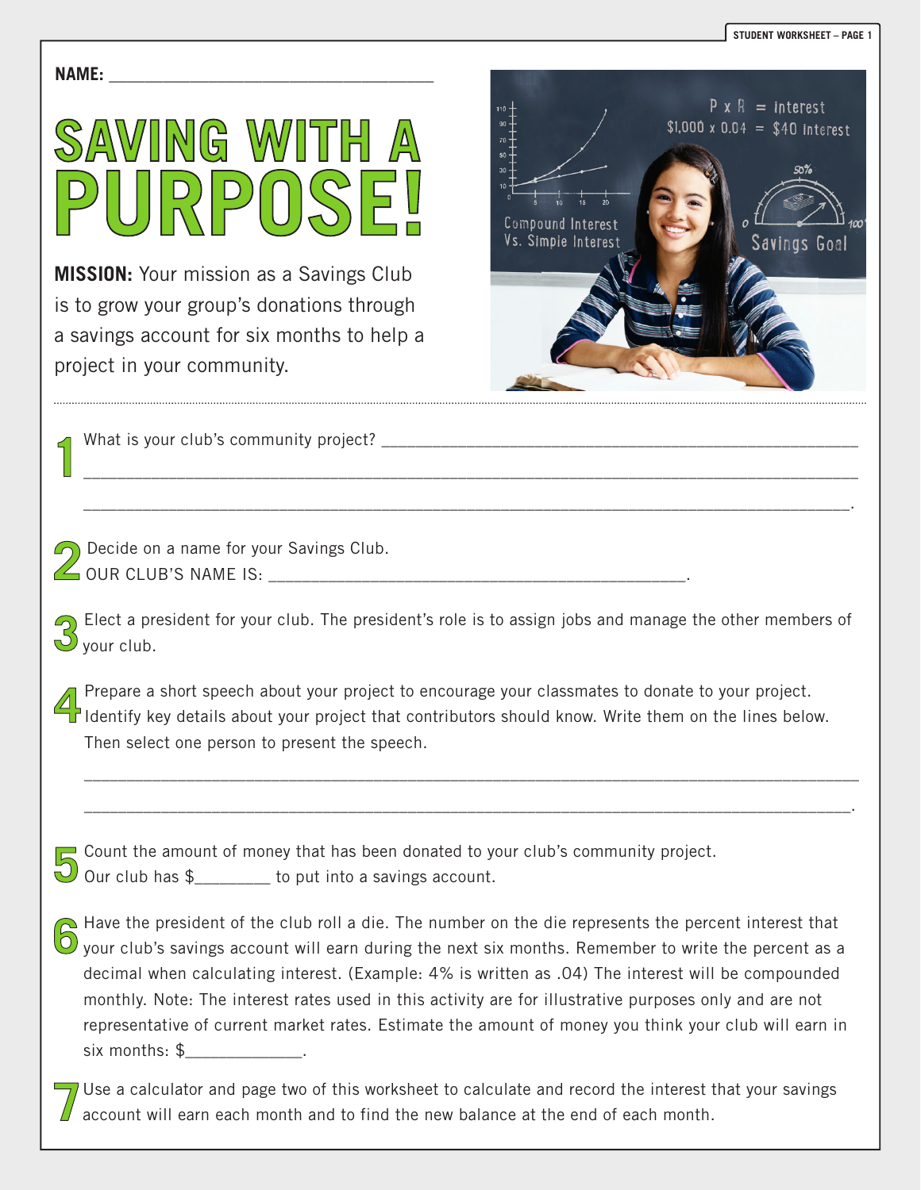NAME: ___________________________________

# SAVING WITH A PURPOSE!

**MISSION:** Your mission as a Savings Club is to grow your group's donations through a savings account for six months to help a project in your community.

**1** What is your club's community project? ____________________________________________

______________________________________________________________________________

______________________________________________________________________________.

**2** Decide on a name for your Savings Club.
OUR CLUB'S NAME IS: ____________________________________________.

**3** Elect a president for your club. The president's role is to assign jobs and manage the other members of your club.

**4** Prepare a short speech about your project to encourage your classmates to donate to your project. Identify key details about your project that contributors should know. Write them on the lines below. Then select one person to present the speech.

______________________________________________________________________________

______________________________________________________________________________.

**5** Count the amount of money that has been donated to your club's community project.
Our club has $________ to put into a savings account.

**6** Have the president of the club roll a die. The number on the die represents the percent interest that your club's savings account will earn during the next six months. Remember to write the percent as a decimal when calculating interest. (Example: 4% is written as .04) The interest will be compounded monthly. Note: The interest rates used in this activity are for illustrative purposes only and are not representative of current market rates. Estimate the amount of money you think your club will earn in six months: $_____________.

**7** Use a calculator and page two of this worksheet to calculate and record the interest that your savings account will earn each month and to find the new balance at the end of each month.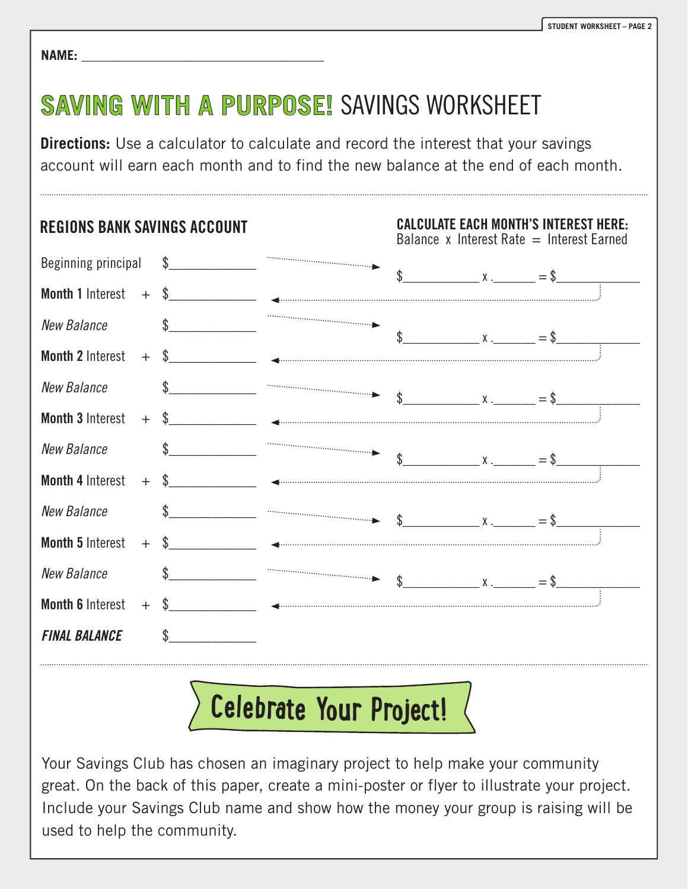NAME: ____________________________________

# SAVING WITH A PURPOSE! SAVINGS WORKSHEET

**Directions:** Use a calculator to calculate and record the interest that your savings account will earn each month and to find the new balance at the end of each month.

## REGIONS BANK SAVINGS ACCOUNT

| | | |
|---|---|---|
| Beginning principal | | $____________ |
| **Month 1** Interest | + | $____________ |
| *New Balance* | | $____________ |
| **Month 2** Interest | + | $____________ |
| *New Balance* | | $____________ |
| **Month 3** Interest | + | $____________ |
| *New Balance* | | $____________ |
| **Month 4** Interest | + | $____________ |
| *New Balance* | | $____________ |
| **Month 5** Interest | + | $____________ |
| *New Balance* | | $____________ |
| **Month 6** Interest | + | $____________ |
| ***FINAL BALANCE*** | | $____________ |

## CALCULATE EACH MONTH'S INTEREST HERE:

Balance x Interest Rate = Interest Earned

$___________ x .______ = $____________

$___________ x .______ = $____________

$___________ x .______ = $____________

$___________ x .______ = $____________

$___________ x .______ = $____________

$___________ x .______ = $____________

## Celebrate Your Project!

Your Savings Club has chosen an imaginary project to help make your community great. On the back of this paper, create a mini-poster or flyer to illustrate your project. Include your Savings Club name and show how the money your group is raising will be used to help the community.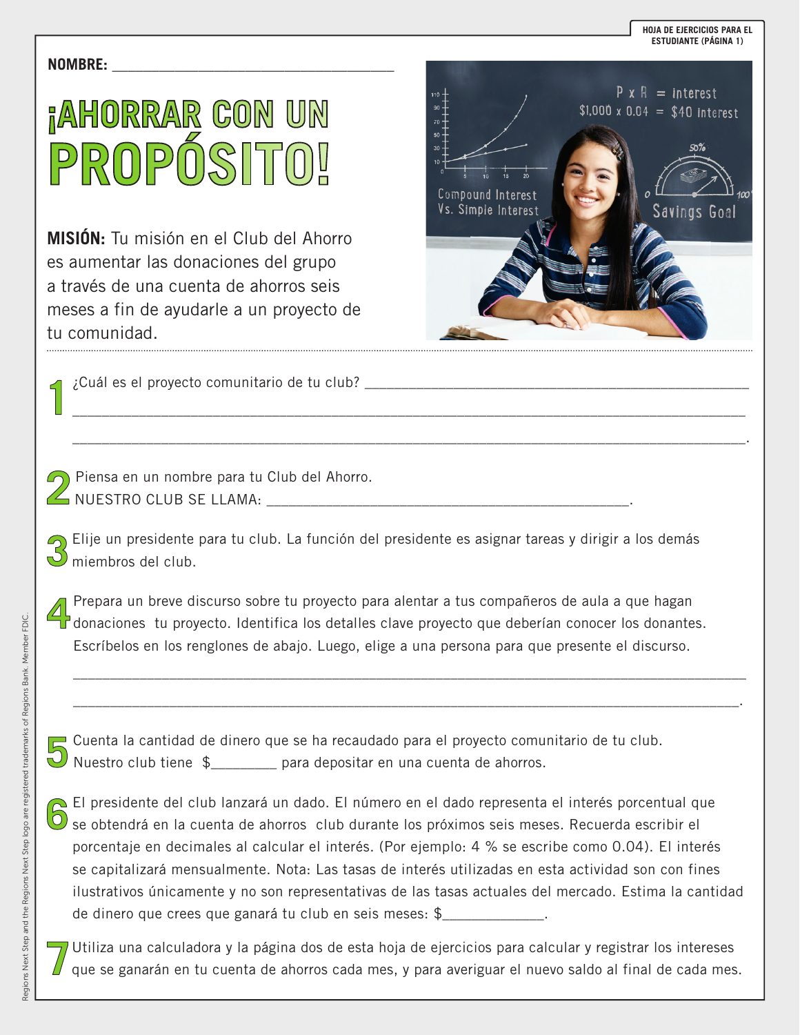HOJA DE EJERCICIOS PARA EL ESTUDIANTE (PÁGINA 1)

**NOMBRE:** ___________________________________

# ¡AHORRAR CON UN PROPÓSITO!

**MISIÓN:** Tu misión en el Club del Ahorro es aumentar las donaciones del grupo a través de una cuenta de ahorros seis meses a fin de ayudarle a un proyecto de tu comunidad.

**1** ¿Cuál es el proyecto comunitario de tu club? ___________________________________________________

______________________________________________________________________________

______________________________________________________________________________.

**2** Piensa en un nombre para tu Club del Ahorro.
NUESTRO CLUB SE LLAMA: _____________________________________________.

**3** Elije un presidente para tu club. La función del presidente es asignar tareas y dirigir a los demás miembros del club.

**4** Prepara un breve discurso sobre tu proyecto para alentar a tus compañeros de aula a que hagan donaciones tu proyecto. Identifica los detalles clave proyecto que deberían conocer los donantes. Escríbelos en los renglones de abajo. Luego, elige a una persona para que presente el discurso.

______________________________________________________________________________

______________________________________________________________________________.

**5** Cuenta la cantidad de dinero que se ha recaudado para el proyecto comunitario de tu club.
Nuestro club tiene $________ para depositar en una cuenta de ahorros.

**6** El presidente del club lanzará un dado. El número en el dado representa el interés porcentual que se obtendrá en la cuenta de ahorros club durante los próximos seis meses. Recuerda escribir el porcentaje en decimales al calcular el interés. (Por ejemplo: 4 % se escribe como 0.04). El interés se capitalizará mensualmente. Nota: Las tasas de interés utilizadas en esta actividad son con fines ilustrativos únicamente y no son representativas de las tasas actuales del mercado. Estima la cantidad de dinero que crees que ganará tu club en seis meses: $_____________.

**7** Utiliza una calculadora y la página dos de esta hoja de ejercicios para calcular y registrar los intereses que se ganarán en tu cuenta de ahorros cada mes, y para averiguar el nuevo saldo al final de cada mes.

Regions Next Step and the Regions Next Step logo are registered trademarks of Regions Bank. Member FDIC.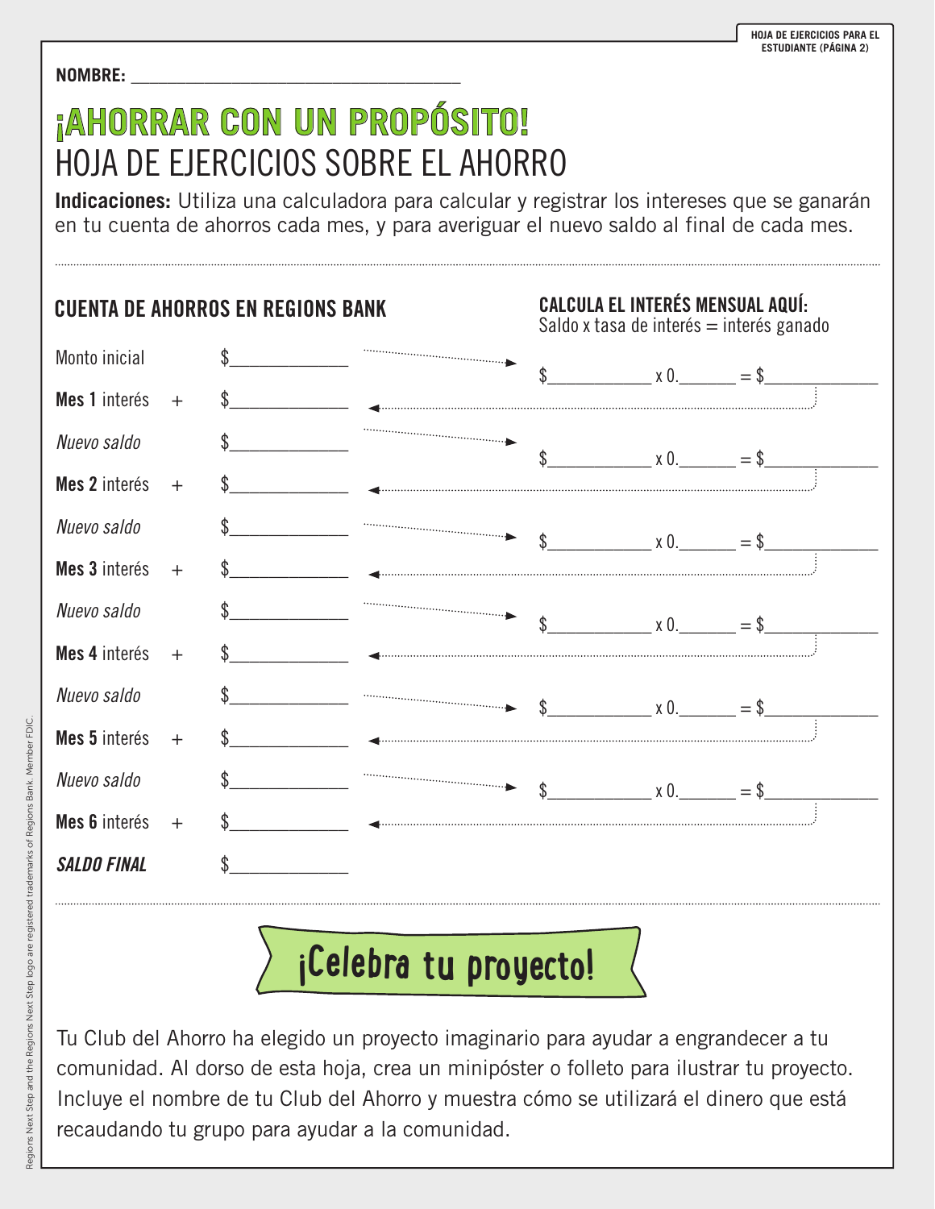NOMBRE: ___________________________________

# ¡AHORRAR CON UN PROPÓSITO!

## HOJA DE EJERCICIOS SOBRE EL AHORRO

**Indicaciones:** Utiliza una calculadora para calcular y registrar los intereses que se ganarán en tu cuenta de ahorros cada mes, y para averiguar el nuevo saldo al final de cada mes.

| CUENTA DE AHORROS EN REGIONS BANK | | | CALCULA EL INTERÉS MENSUAL AQUÍ: Saldo x tasa de interés = interés ganado |
|---|---|---|---|
| Monto inicial | | $____________ | $__________ x 0.______ = $____________ |
| **Mes 1** interés | + | $____________ | |
| *Nuevo saldo* | | $____________ | $__________ x 0.______ = $____________ |
| **Mes 2** interés | + | $____________ | |
| *Nuevo saldo* | | $____________ | $__________ x 0.______ = $____________ |
| **Mes 3** interés | + | $____________ | |
| *Nuevo saldo* | | $____________ | $__________ x 0.______ = $____________ |
| **Mes 4** interés | + | $____________ | |
| *Nuevo saldo* | | $____________ | $__________ x 0.______ = $____________ |
| **Mes 5** interés | + | $____________ | |
| *Nuevo saldo* | | $____________ | $__________ x 0.______ = $____________ |
| **Mes 6** interés | + | $____________ | |
| ***SALDO FINAL*** | | $____________ | |

## ¡Celebra tu proyecto!

Tu Club del Ahorro ha elegido un proyecto imaginario para ayudar a engrandecer a tu comunidad. Al dorso de esta hoja, crea un minipóster o folleto para ilustrar tu proyecto. Incluye el nombre de tu Club del Ahorro y muestra cómo se utilizará el dinero que está recaudando tu grupo para ayudar a la comunidad.

Regions Next Step and the Regions Next Step logo are registered trademarks of Regions Bank. Member FDIC.